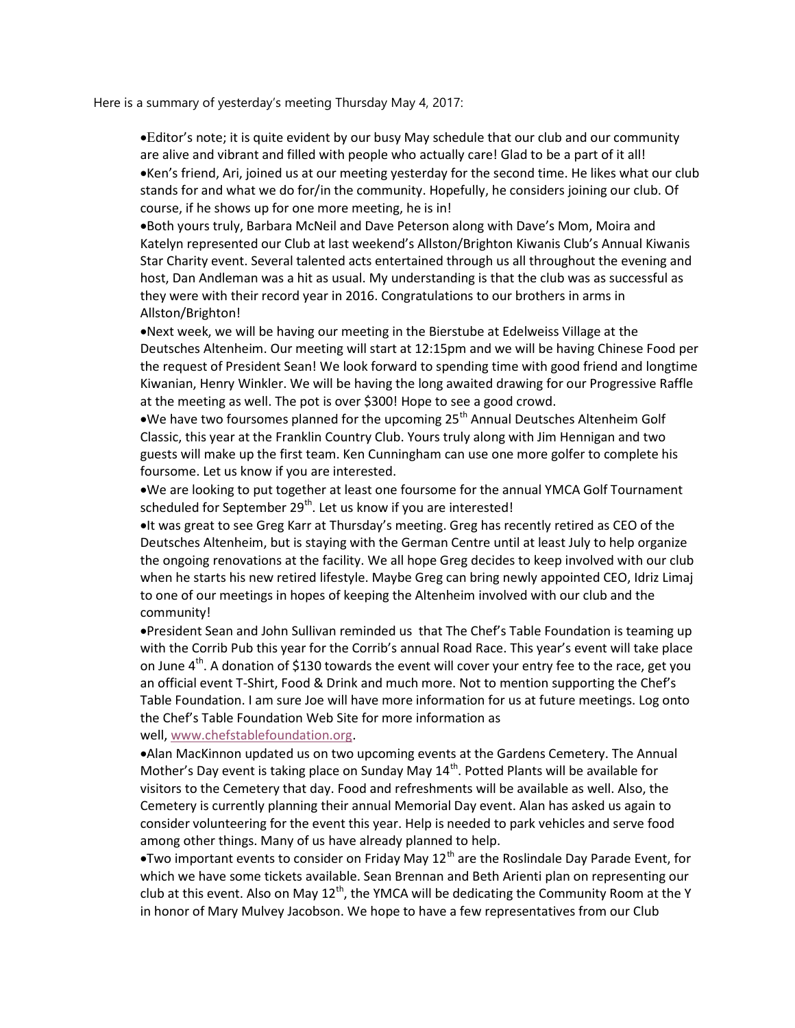Here is a summary of yesterday's meeting Thursday May 4, 2017:

- Editor's note; it is quite evident by our busy May schedule that our club and our community are alive and vibrant and filled with people who actually care! Glad to be a part of it all!
- Ken's friend, Ari, joined us at our meeting yesterday for the second time. He likes what our club stands for and what we do for/in the community. Hopefully, he considers joining our club. Of course, if he shows up for one more meeting, he is in!
- Both yours truly, Barbara McNeil and Dave Peterson along with Dave's Mom, Moira and Katelyn represented our Club at last weekend's Allston/Brighton Kiwanis Club's Annual Kiwanis Star Charity event. Several talented acts entertained through us all throughout the evening and host, Dan Andleman was a hit as usual. My understanding is that the club was as successful as they were with their record year in 2016. Congratulations to our brothers in arms in Allston/Brighton!
- Next week, we will be having our meeting in the Bierstube at Edelweiss Village at the Deutsches Altenheim. Our meeting will start at 12:15pm and we will be having Chinese Food per the request of President Sean! We look forward to spending time with good friend and longtime Kiwanian, Henry Winkler. We will be having the long awaited drawing for our Progressive Raffle at the meeting as well. The pot is over $300! Hope to see a good crowd.
- We have two foursomes planned for the upcoming 25th Annual Deutsches Altenheim Golf Classic, this year at the Franklin Country Club. Yours truly along with Jim Hennigan and two guests will make up the first team. Ken Cunningham can use one more golfer to complete his foursome. Let us know if you are interested.
- We are looking to put together at least one foursome for the annual YMCA Golf Tournament scheduled for September 29th. Let us know if you are interested!
- It was great to see Greg Karr at Thursday's meeting. Greg has recently retired as CEO of the Deutsches Altenheim, but is staying with the German Centre until at least July to help organize the ongoing renovations at the facility. We all hope Greg decides to keep involved with our club when he starts his new retired lifestyle. Maybe Greg can bring newly appointed CEO, Idriz Limaj to one of our meetings in hopes of keeping the Altenheim involved with our club and the community!
- President Sean and John Sullivan reminded us that The Chef's Table Foundation is teaming up with the Corrib Pub this year for the Corrib's annual Road Race. This year's event will take place on June 4th. A donation of $130 towards the event will cover your entry fee to the race, get you an official event T-Shirt, Food & Drink and much more. Not to mention supporting the Chef's Table Foundation. I am sure Joe will have more information for us at future meetings. Log onto the Chef's Table Foundation Web Site for more information as well, [www.chefstablefoundation.org](http://www.chefstablefoundation.org).
- Alan MacKinnon updated us on two upcoming events at the Gardens Cemetery. The Annual Mother's Day event is taking place on Sunday May 14th. Potted Plants will be available for visitors to the Cemetery that day. Food and refreshments will be available as well. Also, the Cemetery is currently planning their annual Memorial Day event. Alan has asked us again to consider volunteering for the event this year. Help is needed to park vehicles and serve food among other things. Many of us have already planned to help.
- Two important events to consider on Friday May 12th are the Roslindale Day Parade Event, for which we have some tickets available. Sean Brennan and Beth Arienti plan on representing our club at this event. Also on May 12th, the YMCA will be dedicating the Community Room at the Y in honor of Mary Mulvey Jacobson. We hope to have a few representatives from our Club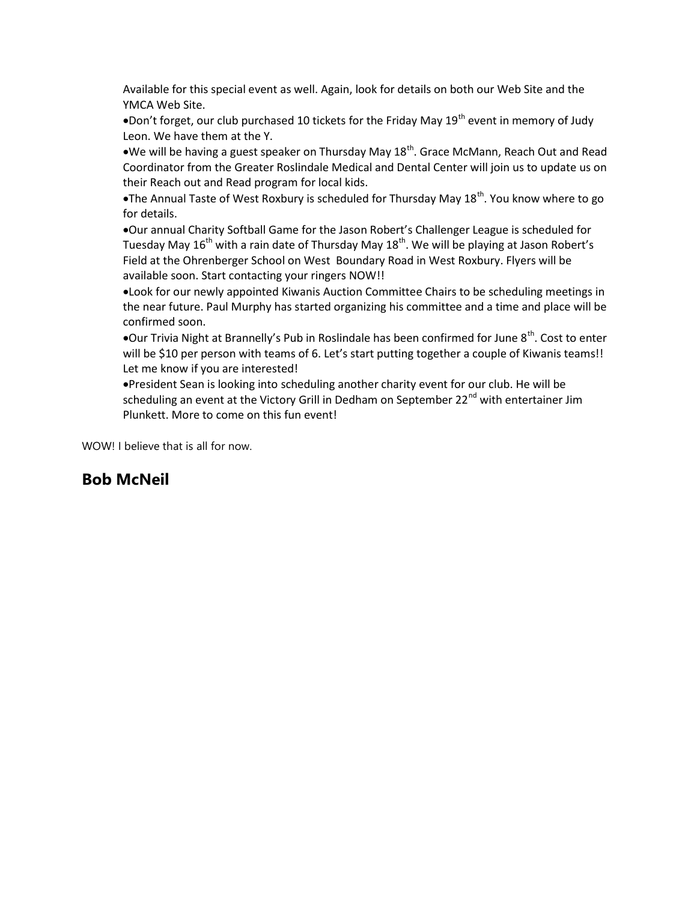Available for this special event as well. Again, look for details on both our Web Site and the YMCA Web Site.

- Don't forget, our club purchased 10 tickets for the Friday May 19th event in memory of Judy Leon. We have them at the Y.
- We will be having a guest speaker on Thursday May 18th. Grace McMann, Reach Out and Read Coordinator from the Greater Roslindale Medical and Dental Center will join us to update us on their Reach out and Read program for local kids.
- The Annual Taste of West Roxbury is scheduled for Thursday May 18th. You know where to go for details.
- Our annual Charity Softball Game for the Jason Robert's Challenger League is scheduled for Tuesday May 16th with a rain date of Thursday May 18th. We will be playing at Jason Robert's Field at the Ohrenberger School on West Boundary Road in West Roxbury. Flyers will be available soon. Start contacting your ringers NOW!!
- Look for our newly appointed Kiwanis Auction Committee Chairs to be scheduling meetings in the near future. Paul Murphy has started organizing his committee and a time and place will be confirmed soon.
- Our Trivia Night at Brannelly's Pub in Roslindale has been confirmed for June 8th. Cost to enter will be $10 per person with teams of 6. Let's start putting together a couple of Kiwanis teams!! Let me know if you are interested!
- President Sean is looking into scheduling another charity event for our club. He will be scheduling an event at the Victory Grill in Dedham on September 22nd with entertainer Jim Plunkett. More to come on this fun event!

WOW! I believe that is all for now.

## Bob McNeil